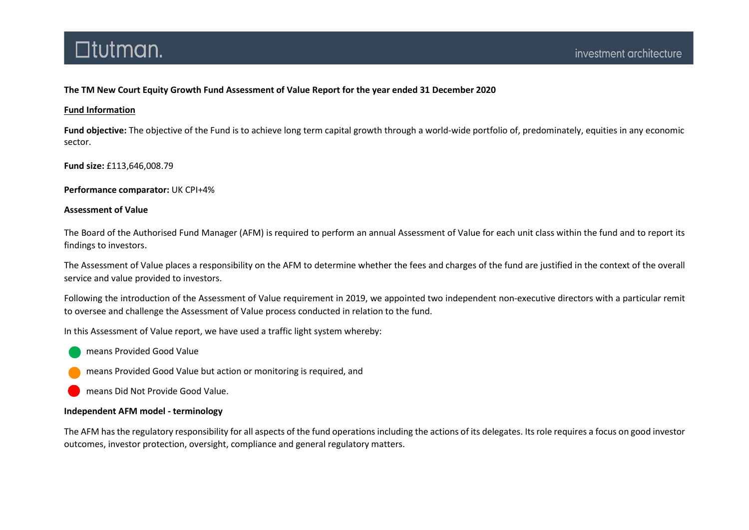**The TM New Court Equity Growth Fund Assessment of Value Report for the year ended 31 December 2020**

**Fund Information**

**Fund objective:** The objective of the Fund is to achieve long term capital growth through a world-wide portfolio of, predominately, equities in any economic sector.

**Fund size:** £113,646,008.79

**Performance comparator:** UK CPI+4%

**Assessment of Value**

The Board of the Authorised Fund Manager (AFM) is required to perform an annual Assessment of Value for each unit class within the fund and to report its findings to investors.

The Assessment of Value places a responsibility on the AFM to determine whether the fees and charges of the fund are justified in the context of the overall service and value provided to investors.

Following the introduction of the Assessment of Value requirement in 2019, we appointed two independent non-executive directors with a particular remit to oversee and challenge the Assessment of Value process conducted in relation to the fund.

In this Assessment of Value report, we have used a traffic light system whereby:

- 🟢 means Provided Good Value
- 🟠 means Provided Good Value but action or monitoring is required, and
- 🔴 means Did Not Provide Good Value.

**Independent AFM model - terminology**

The AFM has the regulatory responsibility for all aspects of the fund operations including the actions of its delegates. Its role requires a focus on good investor outcomes, investor protection, oversight, compliance and general regulatory matters.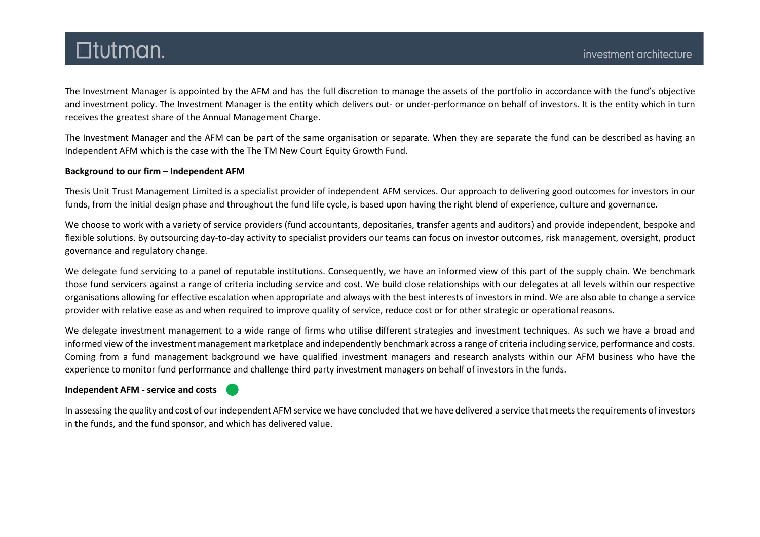The Investment Manager is appointed by the AFM and has the full discretion to manage the assets of the portfolio in accordance with the fund's objective and investment policy. The Investment Manager is the entity which delivers out- or under-performance on behalf of investors. It is the entity which in turn receives the greatest share of the Annual Management Charge.

The Investment Manager and the AFM can be part of the same organisation or separate. When they are separate the fund can be described as having an Independent AFM which is the case with the The TM New Court Equity Growth Fund.

**Background to our firm – Independent AFM**

Thesis Unit Trust Management Limited is a specialist provider of independent AFM services. Our approach to delivering good outcomes for investors in our funds, from the initial design phase and throughout the fund life cycle, is based upon having the right blend of experience, culture and governance.

We choose to work with a variety of service providers (fund accountants, depositaries, transfer agents and auditors) and provide independent, bespoke and flexible solutions. By outsourcing day-to-day activity to specialist providers our teams can focus on investor outcomes, risk management, oversight, product governance and regulatory change.

We delegate fund servicing to a panel of reputable institutions. Consequently, we have an informed view of this part of the supply chain. We benchmark those fund servicers against a range of criteria including service and cost. We build close relationships with our delegates at all levels within our respective organisations allowing for effective escalation when appropriate and always with the best interests of investors in mind. We are also able to change a service provider with relative ease as and when required to improve quality of service, reduce cost or for other strategic or operational reasons.

We delegate investment management to a wide range of firms who utilise different strategies and investment techniques. As such we have a broad and informed view of the investment management marketplace and independently benchmark across a range of criteria including service, performance and costs. Coming from a fund management background we have qualified investment managers and research analysts within our AFM business who have the experience to monitor fund performance and challenge third party investment managers on behalf of investors in the funds.

**Independent AFM - service and costs**

In assessing the quality and cost of our independent AFM service we have concluded that we have delivered a service that meets the requirements of investors in the funds, and the fund sponsor, and which has delivered value.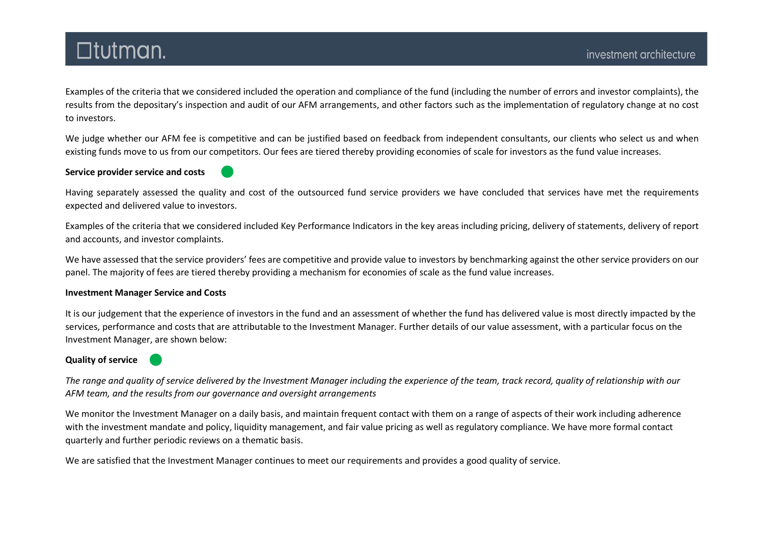Examples of the criteria that we considered included the operation and compliance of the fund (including the number of errors and investor complaints), the results from the depositary's inspection and audit of our AFM arrangements, and other factors such as the implementation of regulatory change at no cost to investors.

We judge whether our AFM fee is competitive and can be justified based on feedback from independent consultants, our clients who select us and when existing funds move to us from our competitors. Our fees are tiered thereby providing economies of scale for investors as the fund value increases.

**Service provider service and costs**

Having separately assessed the quality and cost of the outsourced fund service providers we have concluded that services have met the requirements expected and delivered value to investors.

Examples of the criteria that we considered included Key Performance Indicators in the key areas including pricing, delivery of statements, delivery of report and accounts, and investor complaints.

We have assessed that the service providers' fees are competitive and provide value to investors by benchmarking against the other service providers on our panel. The majority of fees are tiered thereby providing a mechanism for economies of scale as the fund value increases.

**Investment Manager Service and Costs**

It is our judgement that the experience of investors in the fund and an assessment of whether the fund has delivered value is most directly impacted by the services, performance and costs that are attributable to the Investment Manager. Further details of our value assessment, with a particular focus on the Investment Manager, are shown below:

**Quality of service**

*The range and quality of service delivered by the Investment Manager including the experience of the team, track record, quality of relationship with our AFM team, and the results from our governance and oversight arrangements*

We monitor the Investment Manager on a daily basis, and maintain frequent contact with them on a range of aspects of their work including adherence with the investment mandate and policy, liquidity management, and fair value pricing as well as regulatory compliance. We have more formal contact quarterly and further periodic reviews on a thematic basis.

We are satisfied that the Investment Manager continues to meet our requirements and provides a good quality of service.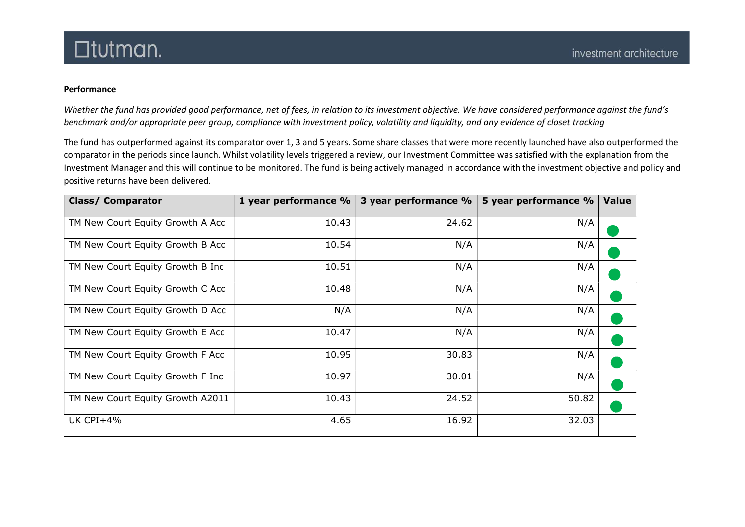**Performance**

*Whether the fund has provided good performance, net of fees, in relation to its investment objective. We have considered performance against the fund's benchmark and/or appropriate peer group, compliance with investment policy, volatility and liquidity, and any evidence of closet tracking*

The fund has outperformed against its comparator over 1, 3 and 5 years. Some share classes that were more recently launched have also outperformed the comparator in the periods since launch. Whilst volatility levels triggered a review, our Investment Committee was satisfied with the explanation from the Investment Manager and this will continue to be monitored. The fund is being actively managed in accordance with the investment objective and policy and positive returns have been delivered.

| Class/ Comparator | 1 year performance % | 3 year performance % | 5 year performance % | Value |
|---|---|---|---|---|
| TM New Court Equity Growth A Acc | 10.43 | 24.62 | N/A | ● |
| TM New Court Equity Growth B Acc | 10.54 | N/A | N/A | ● |
| TM New Court Equity Growth B Inc | 10.51 | N/A | N/A | ● |
| TM New Court Equity Growth C Acc | 10.48 | N/A | N/A | ● |
| TM New Court Equity Growth D Acc | N/A | N/A | N/A | ● |
| TM New Court Equity Growth E Acc | 10.47 | N/A | N/A | ● |
| TM New Court Equity Growth F Acc | 10.95 | 30.83 | N/A | ● |
| TM New Court Equity Growth F Inc | 10.97 | 30.01 | N/A | ● |
| TM New Court Equity Growth A2011 | 10.43 | 24.52 | 50.82 | ● |
| UK CPI+4% | 4.65 | 16.92 | 32.03 | |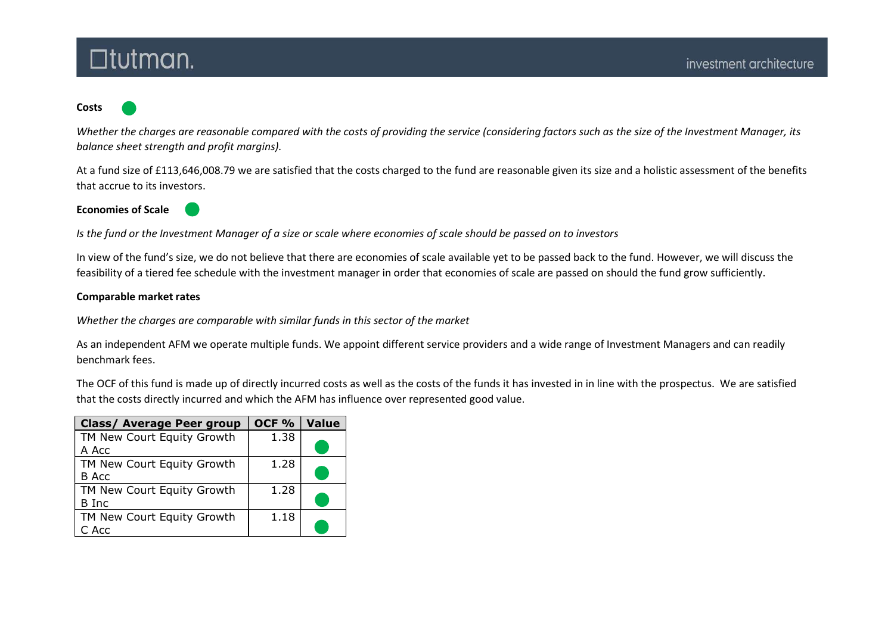**Costs**

*Whether the charges are reasonable compared with the costs of providing the service (considering factors such as the size of the Investment Manager, its balance sheet strength and profit margins).*

At a fund size of £113,646,008.79 we are satisfied that the costs charged to the fund are reasonable given its size and a holistic assessment of the benefits that accrue to its investors.

**Economies of Scale**

*Is the fund or the Investment Manager of a size or scale where economies of scale should be passed on to investors*

In view of the fund's size, we do not believe that there are economies of scale available yet to be passed back to the fund. However, we will discuss the feasibility of a tiered fee schedule with the investment manager in order that economies of scale are passed on should the fund grow sufficiently.

**Comparable market rates**

*Whether the charges are comparable with similar funds in this sector of the market*

As an independent AFM we operate multiple funds. We appoint different service providers and a wide range of Investment Managers and can readily benchmark fees.

The OCF of this fund is made up of directly incurred costs as well as the costs of the funds it has invested in in line with the prospectus. We are satisfied that the costs directly incurred and which the AFM has influence over represented good value.

| Class/ Average Peer group | OCF % | Value |
|---|---|---|
| TM New Court Equity Growth A Acc | 1.38 | |
| TM New Court Equity Growth B Acc | 1.28 | |
| TM New Court Equity Growth B Inc | 1.28 | |
| TM New Court Equity Growth C Acc | 1.18 | |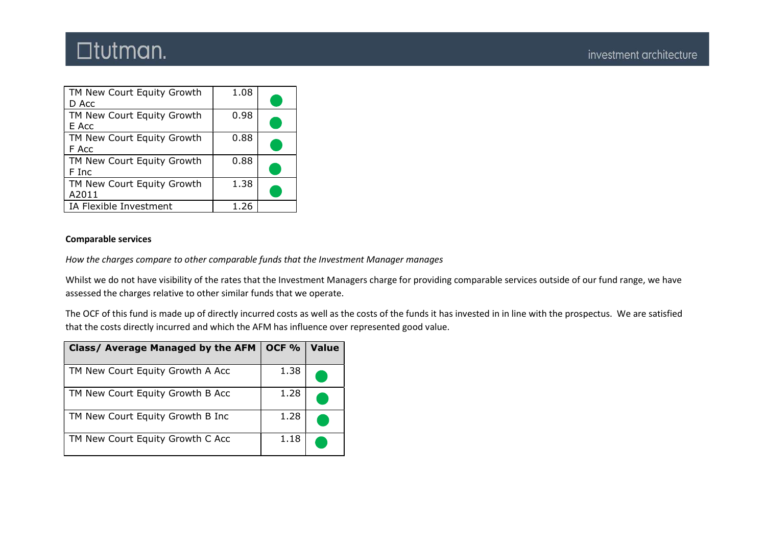| | | |
|---|---|---|
| TM New Court Equity Growth D Acc | 1.08 | 🟢 |
| TM New Court Equity Growth E Acc | 0.98 | 🟢 |
| TM New Court Equity Growth F Acc | 0.88 | 🟢 |
| TM New Court Equity Growth F Inc | 0.88 | 🟢 |
| TM New Court Equity Growth A2011 | 1.38 | 🟢 |
| IA Flexible Investment | 1.26 | |

**Comparable services**

*How the charges compare to other comparable funds that the Investment Manager manages*

Whilst we do not have visibility of the rates that the Investment Managers charge for providing comparable services outside of our fund range, we have assessed the charges relative to other similar funds that we operate.

The OCF of this fund is made up of directly incurred costs as well as the costs of the funds it has invested in in line with the prospectus. We are satisfied that the costs directly incurred and which the AFM has influence over represented good value.

| Class/ Average Managed by the AFM | OCF % | Value |
|---|---|---|
| TM New Court Equity Growth A Acc | 1.38 | 🟢 |
| TM New Court Equity Growth B Acc | 1.28 | 🟢 |
| TM New Court Equity Growth B Inc | 1.28 | 🟢 |
| TM New Court Equity Growth C Acc | 1.18 | 🟢 |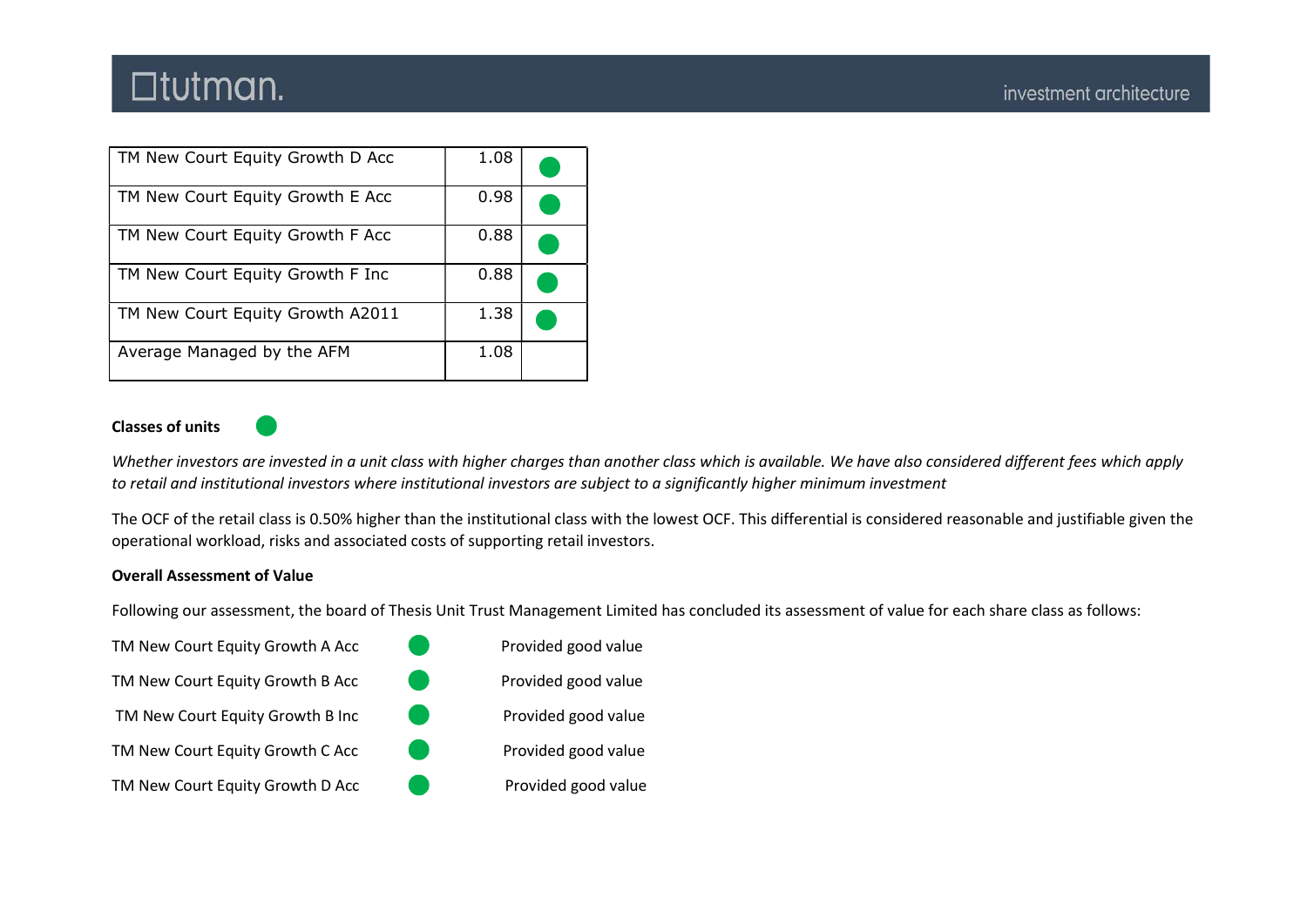| | | |
|---|---|---|
| TM New Court Equity Growth D Acc | 1.08 | 🟢 |
| TM New Court Equity Growth E Acc | 0.98 | 🟢 |
| TM New Court Equity Growth F Acc | 0.88 | 🟢 |
| TM New Court Equity Growth F Inc | 0.88 | 🟢 |
| TM New Court Equity Growth A2011 | 1.38 | 🟢 |
| Average Managed by the AFM | 1.08 | |

**Classes of units** 🟢

*Whether investors are invested in a unit class with higher charges than another class which is available. We have also considered different fees which apply to retail and institutional investors where institutional investors are subject to a significantly higher minimum investment*

The OCF of the retail class is 0.50% higher than the institutional class with the lowest OCF. This differential is considered reasonable and justifiable given the operational workload, risks and associated costs of supporting retail investors.

**Overall Assessment of Value**

Following our assessment, the board of Thesis Unit Trust Management Limited has concluded its assessment of value for each share class as follows:

| | | |
|---|---|---|
| TM New Court Equity Growth A Acc | 🟢 | Provided good value |
| TM New Court Equity Growth B Acc | 🟢 | Provided good value |
| TM New Court Equity Growth B Inc | 🟢 | Provided good value |
| TM New Court Equity Growth C Acc | 🟢 | Provided good value |
| TM New Court Equity Growth D Acc | 🟢 | Provided good value |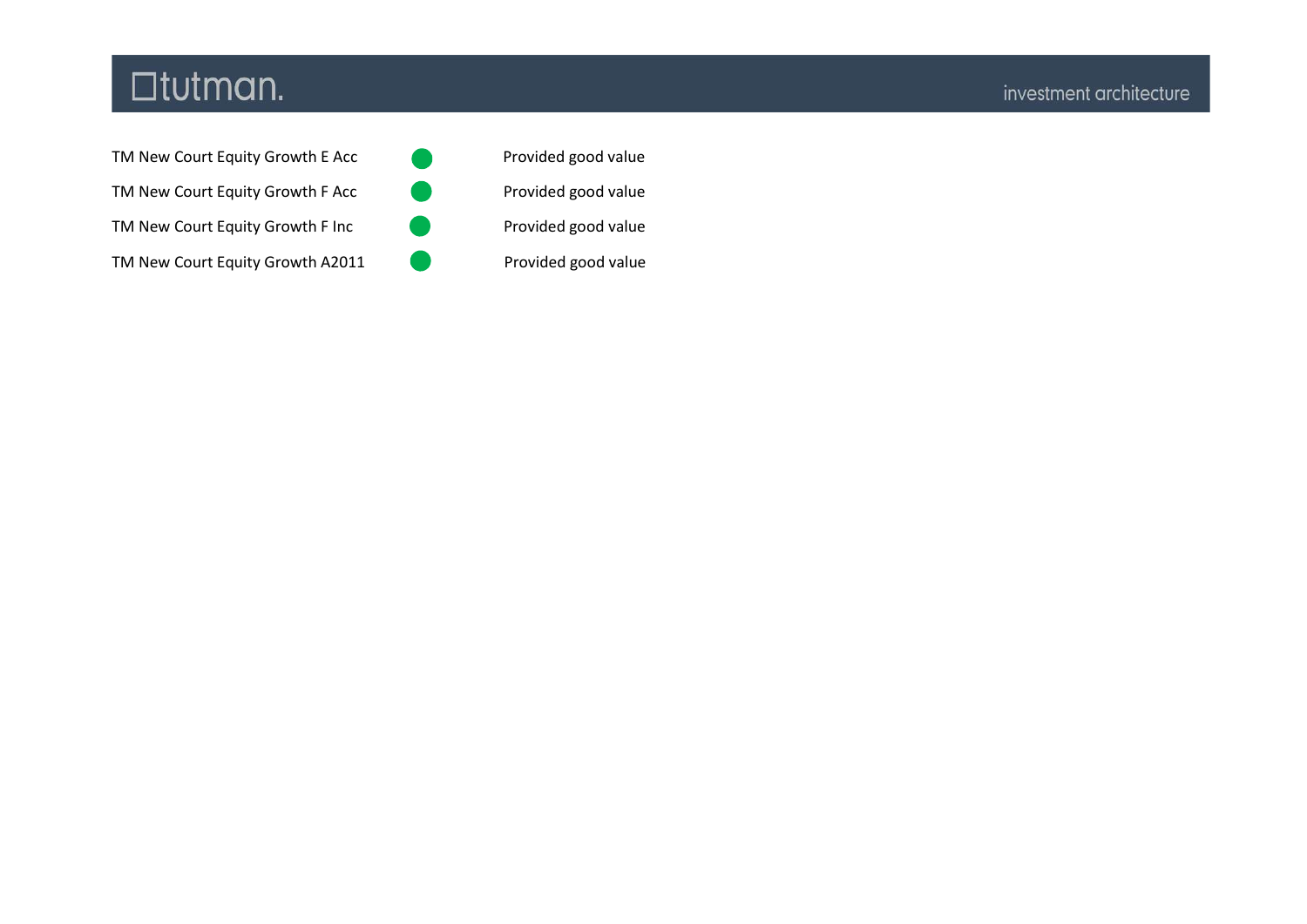| | | |
|---|---|---|
| TM New Court Equity Growth E Acc | ● | Provided good value |
| TM New Court Equity Growth F Acc | ● | Provided good value |
| TM New Court Equity Growth F Inc | ● | Provided good value |
| TM New Court Equity Growth A2011 | ● | Provided good value |